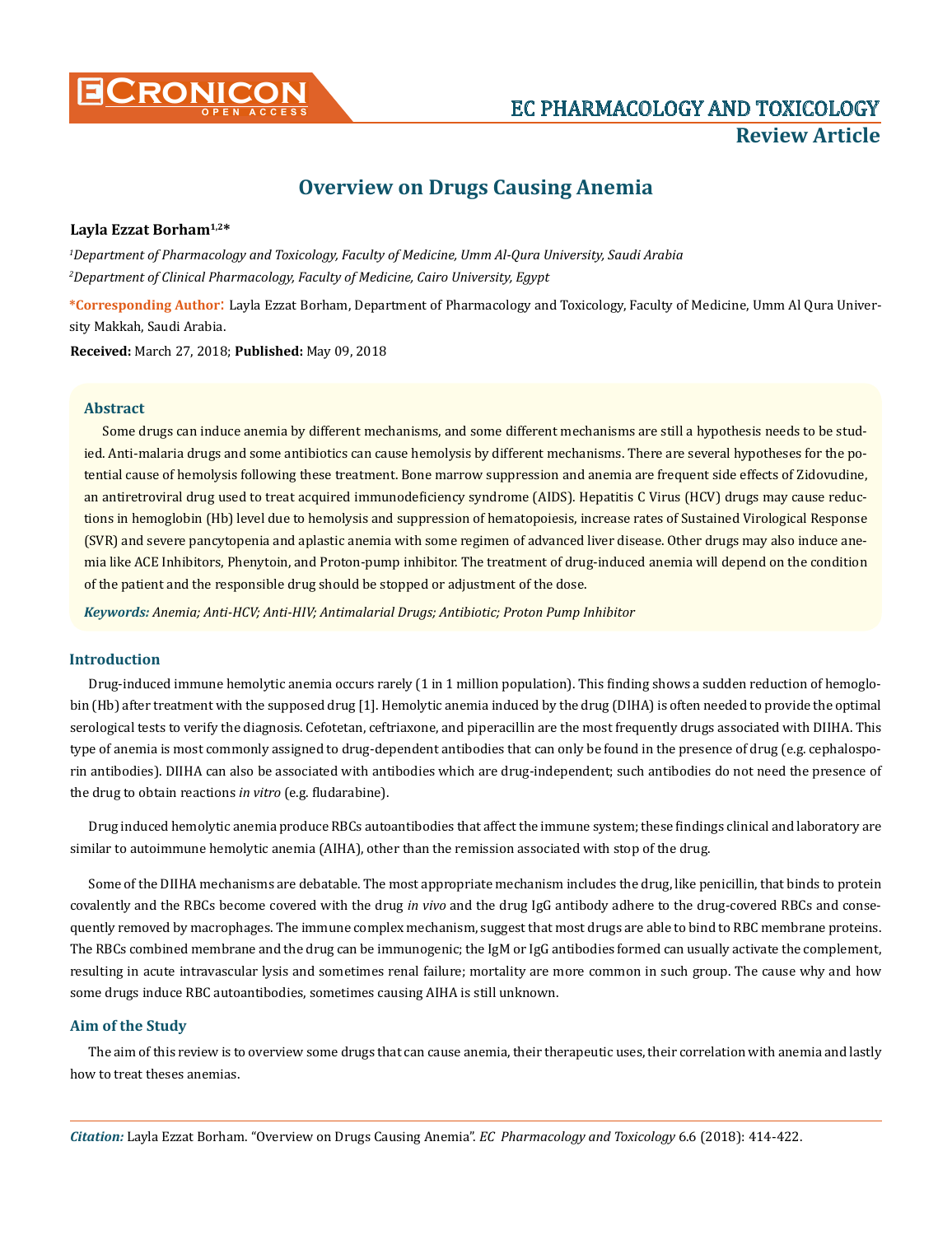# Overview on Drugs Causing Anemia

**Layla Ezzat Borham[1,2]***

*[1]Department of Pharmacology and Toxicology, Faculty of Medicine, Umm Al-Qura University, Saudi Arabia*

*[2]Department of Clinical Pharmacology, Faculty of Medicine, Cairo University, Egypt*

***Corresponding Author:** Layla Ezzat Borham, Department of Pharmacology and Toxicology, Faculty of Medicine, Umm Al Qura University Makkah, Saudi Arabia.

**Received:** March 27, 2018; **Published:** May 09, 2018

## Abstract

Some drugs can induce anemia by different mechanisms, and some different mechanisms are still a hypothesis needs to be studied. Anti-malaria drugs and some antibiotics can cause hemolysis by different mechanisms. There are several hypotheses for the potential cause of hemolysis following these treatment. Bone marrow suppression and anemia are frequent side effects of Zidovudine, an antiretroviral drug used to treat acquired immunodeficiency syndrome (AIDS). Hepatitis C Virus (HCV) drugs may cause reductions in hemoglobin (Hb) level due to hemolysis and suppression of hematopoiesis, increase rates of Sustained Virological Response (SVR) and severe pancytopenia and aplastic anemia with some regimen of advanced liver disease. Other drugs may also induce anemia like ACE Inhibitors, Phenytoin, and Proton-pump inhibitor. The treatment of drug-induced anemia will depend on the condition of the patient and the responsible drug should be stopped or adjustment of the dose.

***Keywords:*** *Anemia; Anti-HCV; Anti-HIV; Antimalarial Drugs; Antibiotic; Proton Pump Inhibitor*

## Introduction

Drug-induced immune hemolytic anemia occurs rarely (1 in 1 million population). This finding shows a sudden reduction of hemoglobin (Hb) after treatment with the supposed drug [1]. Hemolytic anemia induced by the drug (DIHA) is often needed to provide the optimal serological tests to verify the diagnosis. Cefotetan, ceftriaxone, and piperacillin are the most frequently drugs associated with DIIHA. This type of anemia is most commonly assigned to drug-dependent antibodies that can only be found in the presence of drug (e.g. cephalosporin antibodies). DIIHA can also be associated with antibodies which are drug-independent; such antibodies do not need the presence of the drug to obtain reactions *in vitro* (e.g. fludarabine).

Drug induced hemolytic anemia produce RBCs autoantibodies that affect the immune system; these findings clinical and laboratory are similar to autoimmune hemolytic anemia (AIHA), other than the remission associated with stop of the drug.

Some of the DIIHA mechanisms are debatable. The most appropriate mechanism includes the drug, like penicillin, that binds to protein covalently and the RBCs become covered with the drug *in vivo* and the drug IgG antibody adhere to the drug-covered RBCs and consequently removed by macrophages. The immune complex mechanism, suggest that most drugs are able to bind to RBC membrane proteins. The RBCs combined membrane and the drug can be immunogenic; the IgM or IgG antibodies formed can usually activate the complement, resulting in acute intravascular lysis and sometimes renal failure; mortality are more common in such group. The cause why and how some drugs induce RBC autoantibodies, sometimes causing AIHA is still unknown.

## Aim of the Study

The aim of this review is to overview some drugs that can cause anemia, their therapeutic uses, their correlation with anemia and lastly how to treat theses anemias.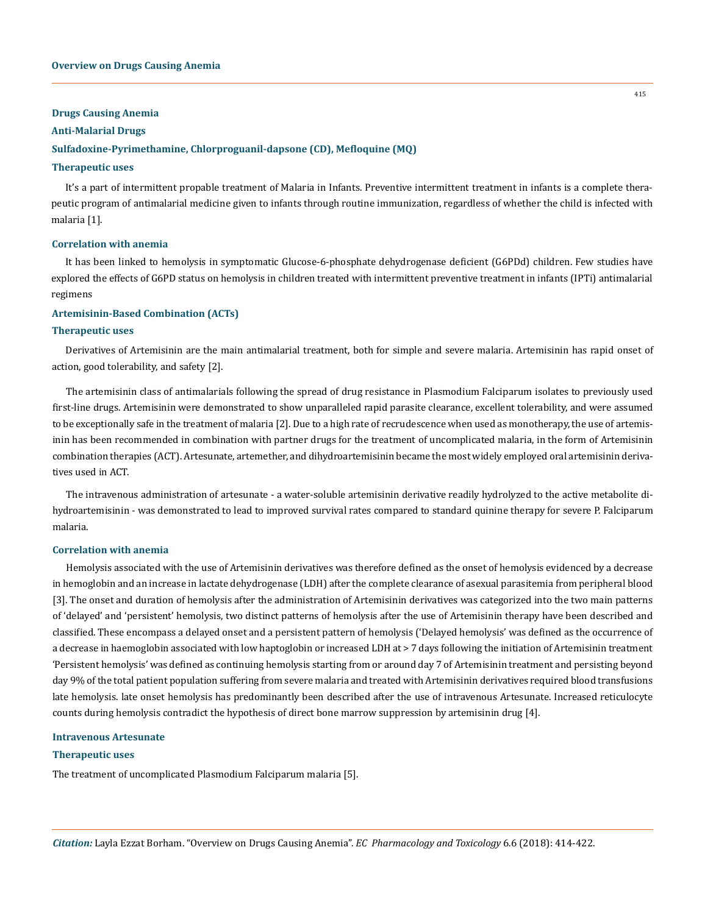### Drugs Causing Anemia

### Anti-Malarial Drugs

### Sulfadoxine-Pyrimethamine, Chlorproguanil-dapsone (CD), Mefloquine (MQ)

#### Therapeutic uses

It's a part of intermittent propable treatment of Malaria in Infants. Preventive intermittent treatment in infants is a complete therapeutic program of antimalarial medicine given to infants through routine immunization, regardless of whether the child is infected with malaria [1].

#### Correlation with anemia

It has been linked to hemolysis in symptomatic Glucose-6-phosphate dehydrogenase deficient (G6PDd) children. Few studies have explored the effects of G6PD status on hemolysis in children treated with intermittent preventive treatment in infants (IPTi) antimalarial regimens

### Artemisinin-Based Combination (ACTs)

#### Therapeutic uses

Derivatives of Artemisinin are the main antimalarial treatment, both for simple and severe malaria. Artemisinin has rapid onset of action, good tolerability, and safety [2].

The artemisinin class of antimalarials following the spread of drug resistance in Plasmodium Falciparum isolates to previously used first-line drugs. Artemisinin were demonstrated to show unparalleled rapid parasite clearance, excellent tolerability, and were assumed to be exceptionally safe in the treatment of malaria [2]. Due to a high rate of recrudescence when used as monotherapy, the use of artemisinin has been recommended in combination with partner drugs for the treatment of uncomplicated malaria, in the form of Artemisinin combination therapies (ACT). Artesunate, artemether, and dihydroartemisinin became the most widely employed oral artemisinin derivatives used in ACT.

The intravenous administration of artesunate - a water-soluble artemisinin derivative readily hydrolyzed to the active metabolite dihydroartemisinin - was demonstrated to lead to improved survival rates compared to standard quinine therapy for severe P. Falciparum malaria.

#### Correlation with anemia

Hemolysis associated with the use of Artemisinin derivatives was therefore defined as the onset of hemolysis evidenced by a decrease in hemoglobin and an increase in lactate dehydrogenase (LDH) after the complete clearance of asexual parasitemia from peripheral blood [3]. The onset and duration of hemolysis after the administration of Artemisinin derivatives was categorized into the two main patterns of 'delayed' and 'persistent' hemolysis, two distinct patterns of hemolysis after the use of Artemisinin therapy have been described and classified. These encompass a delayed onset and a persistent pattern of hemolysis ('Delayed hemolysis' was defined as the occurrence of a decrease in haemoglobin associated with low haptoglobin or increased LDH at > 7 days following the initiation of Artemisinin treatment 'Persistent hemolysis' was defined as continuing hemolysis starting from or around day 7 of Artemisinin treatment and persisting beyond day 9% of the total patient population suffering from severe malaria and treated with Artemisinin derivatives required blood transfusions late hemolysis. late onset hemolysis has predominantly been described after the use of intravenous Artesunate. Increased reticulocyte counts during hemolysis contradict the hypothesis of direct bone marrow suppression by artemisinin drug [4].

### Intravenous Artesunate

#### Therapeutic uses

The treatment of uncomplicated Plasmodium Falciparum malaria [5].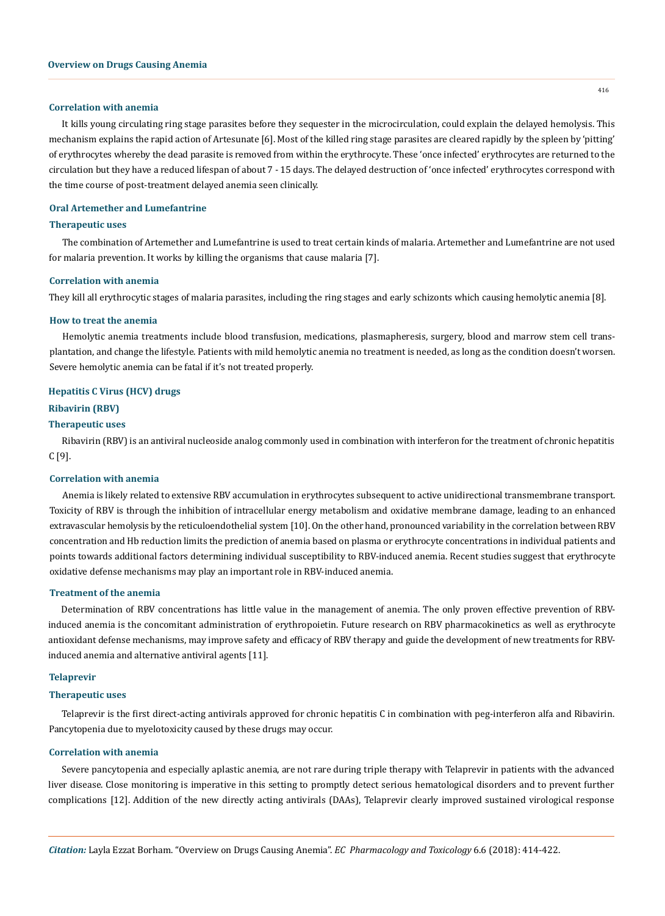#### Correlation with anemia

It kills young circulating ring stage parasites before they sequester in the microcirculation, could explain the delayed hemolysis. This mechanism explains the rapid action of Artesunate [6]. Most of the killed ring stage parasites are cleared rapidly by the spleen by 'pitting' of erythrocytes whereby the dead parasite is removed from within the erythrocyte. These 'once infected' erythrocytes are returned to the circulation but they have a reduced lifespan of about 7 - 15 days. The delayed destruction of 'once infected' erythrocytes correspond with the time course of post-treatment delayed anemia seen clinically.

### Oral Artemether and Lumefantrine

#### Therapeutic uses

The combination of Artemether and Lumefantrine is used to treat certain kinds of malaria. Artemether and Lumefantrine are not used for malaria prevention. It works by killing the organisms that cause malaria [7].

#### Correlation with anemia

They kill all erythrocytic stages of malaria parasites, including the ring stages and early schizonts which causing hemolytic anemia [8].

#### How to treat the anemia

Hemolytic anemia treatments include blood transfusion, medications, plasmapheresis, surgery, blood and marrow stem cell transplantation, and change the lifestyle. Patients with mild hemolytic anemia no treatment is needed, as long as the condition doesn't worsen. Severe hemolytic anemia can be fatal if it's not treated properly.

## Hepatitis C Virus (HCV) drugs

### Ribavirin (RBV)

#### Therapeutic uses

Ribavirin (RBV) is an antiviral nucleoside analog commonly used in combination with interferon for the treatment of chronic hepatitis C [9].

#### Correlation with anemia

Anemia is likely related to extensive RBV accumulation in erythrocytes subsequent to active unidirectional transmembrane transport. Toxicity of RBV is through the inhibition of intracellular energy metabolism and oxidative membrane damage, leading to an enhanced extravascular hemolysis by the reticuloendothelial system [10]. On the other hand, pronounced variability in the correlation between RBV concentration and Hb reduction limits the prediction of anemia based on plasma or erythrocyte concentrations in individual patients and points towards additional factors determining individual susceptibility to RBV-induced anemia. Recent studies suggest that erythrocyte oxidative defense mechanisms may play an important role in RBV-induced anemia.

#### Treatment of the anemia

Determination of RBV concentrations has little value in the management of anemia. The only proven effective prevention of RBV-induced anemia is the concomitant administration of erythropoietin. Future research on RBV pharmacokinetics as well as erythrocyte antioxidant defense mechanisms, may improve safety and efficacy of RBV therapy and guide the development of new treatments for RBV-induced anemia and alternative antiviral agents [11].

### Telaprevir

#### Therapeutic uses

Telaprevir is the first direct-acting antivirals approved for chronic hepatitis C in combination with peg-interferon alfa and Ribavirin. Pancytopenia due to myelotoxicity caused by these drugs may occur.

#### Correlation with anemia

Severe pancytopenia and especially aplastic anemia, are not rare during triple therapy with Telaprevir in patients with the advanced liver disease. Close monitoring is imperative in this setting to promptly detect serious hematological disorders and to prevent further complications [12]. Addition of the new directly acting antivirals (DAAs), Telaprevir clearly improved sustained virological response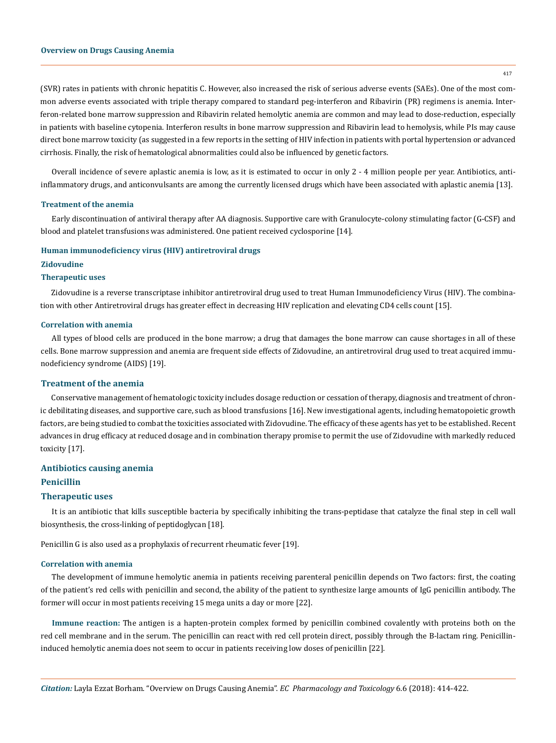(SVR) rates in patients with chronic hepatitis C. However, also increased the risk of serious adverse events (SAEs). One of the most common adverse events associated with triple therapy compared to standard peg-interferon and Ribavirin (PR) regimens is anemia. Interferon-related bone marrow suppression and Ribavirin related hemolytic anemia are common and may lead to dose-reduction, especially in patients with baseline cytopenia. Interferon results in bone marrow suppression and Ribavirin lead to hemolysis, while PIs may cause direct bone marrow toxicity (as suggested in a few reports in the setting of HIV infection in patients with portal hypertension or advanced cirrhosis. Finally, the risk of hematological abnormalities could also be influenced by genetic factors.

Overall incidence of severe aplastic anemia is low, as it is estimated to occur in only 2 - 4 million people per year. Antibiotics, anti-inflammatory drugs, and anticonvulsants are among the currently licensed drugs which have been associated with aplastic anemia [13].

#### Treatment of the anemia

Early discontinuation of antiviral therapy after AA diagnosis. Supportive care with Granulocyte-colony stimulating factor (G-CSF) and blood and platelet transfusions was administered. One patient received cyclosporine [14].

### Human immunodeficiency virus (HIV) antiretroviral drugs

### Zidovudine

#### Therapeutic uses

Zidovudine is a reverse transcriptase inhibitor antiretroviral drug used to treat Human Immunodeficiency Virus (HIV). The combination with other Antiretroviral drugs has greater effect in decreasing HIV replication and elevating CD4 cells count [15].

#### Correlation with anemia

All types of blood cells are produced in the bone marrow; a drug that damages the bone marrow can cause shortages in all of these cells. Bone marrow suppression and anemia are frequent side effects of Zidovudine, an antiretroviral drug used to treat acquired immunodeficiency syndrome (AIDS) [19].

### Treatment of the anemia

Conservative management of hematologic toxicity includes dosage reduction or cessation of therapy, diagnosis and treatment of chronic debilitating diseases, and supportive care, such as blood transfusions [16]. New investigational agents, including hematopoietic growth factors, are being studied to combat the toxicities associated with Zidovudine. The efficacy of these agents has yet to be established. Recent advances in drug efficacy at reduced dosage and in combination therapy promise to permit the use of Zidovudine with markedly reduced toxicity [17].

### Antibiotics causing anemia

### Penicillin

### Therapeutic uses

It is an antibiotic that kills susceptible bacteria by specifically inhibiting the trans-peptidase that catalyze the final step in cell wall biosynthesis, the cross-linking of peptidoglycan [18].

Penicillin G is also used as a prophylaxis of recurrent rheumatic fever [19].

#### Correlation with anemia

The development of immune hemolytic anemia in patients receiving parenteral penicillin depends on Two factors: first, the coating of the patient's red cells with penicillin and second, the ability of the patient to synthesize large amounts of IgG penicillin antibody. The former will occur in most patients receiving 15 mega units a day or more [22].

**Immune reaction:** The antigen is a hapten-protein complex formed by penicillin combined covalently with proteins both on the red cell membrane and in the serum. The penicillin can react with red cell protein direct, possibly through the B-lactam ring. Penicillin-induced hemolytic anemia does not seem to occur in patients receiving low doses of penicillin [22].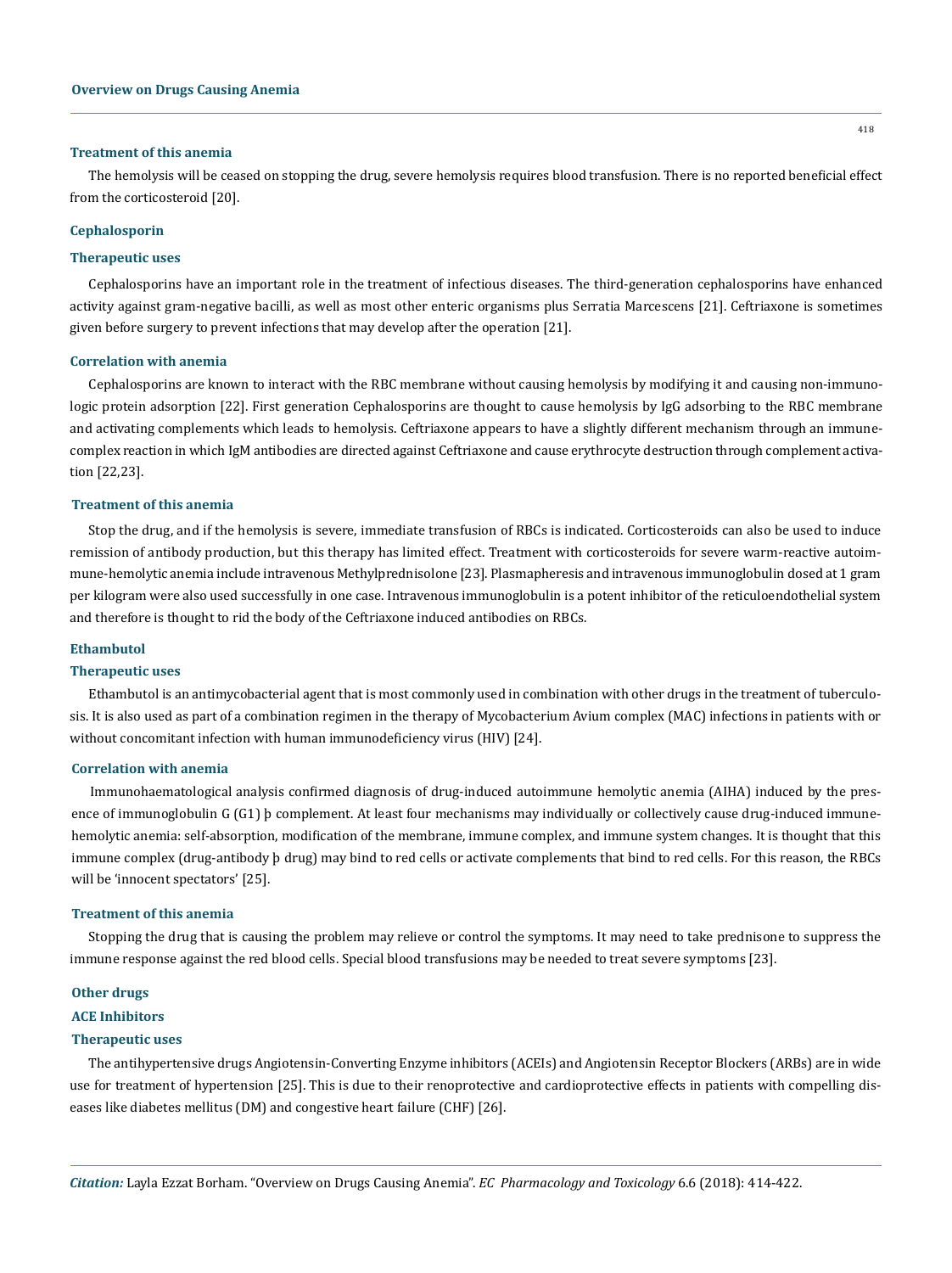### Treatment of this anemia

The hemolysis will be ceased on stopping the drug, severe hemolysis requires blood transfusion. There is no reported beneficial effect from the corticosteroid [20].

## Cephalosporin

### Therapeutic uses

Cephalosporins have an important role in the treatment of infectious diseases. The third-generation cephalosporins have enhanced activity against gram-negative bacilli, as well as most other enteric organisms plus Serratia Marcescens [21]. Ceftriaxone is sometimes given before surgery to prevent infections that may develop after the operation [21].

### Correlation with anemia

Cephalosporins are known to interact with the RBC membrane without causing hemolysis by modifying it and causing non-immunologic protein adsorption [22]. First generation Cephalosporins are thought to cause hemolysis by IgG adsorbing to the RBC membrane and activating complements which leads to hemolysis. Ceftriaxone appears to have a slightly different mechanism through an immune-complex reaction in which IgM antibodies are directed against Ceftriaxone and cause erythrocyte destruction through complement activation [22,23].

### Treatment of this anemia

Stop the drug, and if the hemolysis is severe, immediate transfusion of RBCs is indicated. Corticosteroids can also be used to induce remission of antibody production, but this therapy has limited effect. Treatment with corticosteroids for severe warm-reactive autoimmune-hemolytic anemia include intravenous Methylprednisolone [23]. Plasmapheresis and intravenous immunoglobulin dosed at 1 gram per kilogram were also used successfully in one case. Intravenous immunoglobulin is a potent inhibitor of the reticuloendothelial system and therefore is thought to rid the body of the Ceftriaxone induced antibodies on RBCs.

## Ethambutol

### Therapeutic uses

Ethambutol is an antimycobacterial agent that is most commonly used in combination with other drugs in the treatment of tuberculosis. It is also used as part of a combination regimen in the therapy of Mycobacterium Avium complex (MAC) infections in patients with or without concomitant infection with human immunodeficiency virus (HIV) [24].

### Correlation with anemia

Immunohaematological analysis confirmed diagnosis of drug-induced autoimmune hemolytic anemia (AIHA) induced by the presence of immunoglobulin G (G1) þ complement. At least four mechanisms may individually or collectively cause drug-induced immune-hemolytic anemia: self-absorption, modification of the membrane, immune complex, and immune system changes. It is thought that this immune complex (drug-antibody þ drug) may bind to red cells or activate complements that bind to red cells. For this reason, the RBCs will be 'innocent spectators' [25].

### Treatment of this anemia

Stopping the drug that is causing the problem may relieve or control the symptoms. It may need to take prednisone to suppress the immune response against the red blood cells. Special blood transfusions may be needed to treat severe symptoms [23].

## Other drugs

## ACE Inhibitors

### Therapeutic uses

The antihypertensive drugs Angiotensin-Converting Enzyme inhibitors (ACEIs) and Angiotensin Receptor Blockers (ARBs) are in wide use for treatment of hypertension [25]. This is due to their renoprotective and cardioprotective effects in patients with compelling diseases like diabetes mellitus (DM) and congestive heart failure (CHF) [26].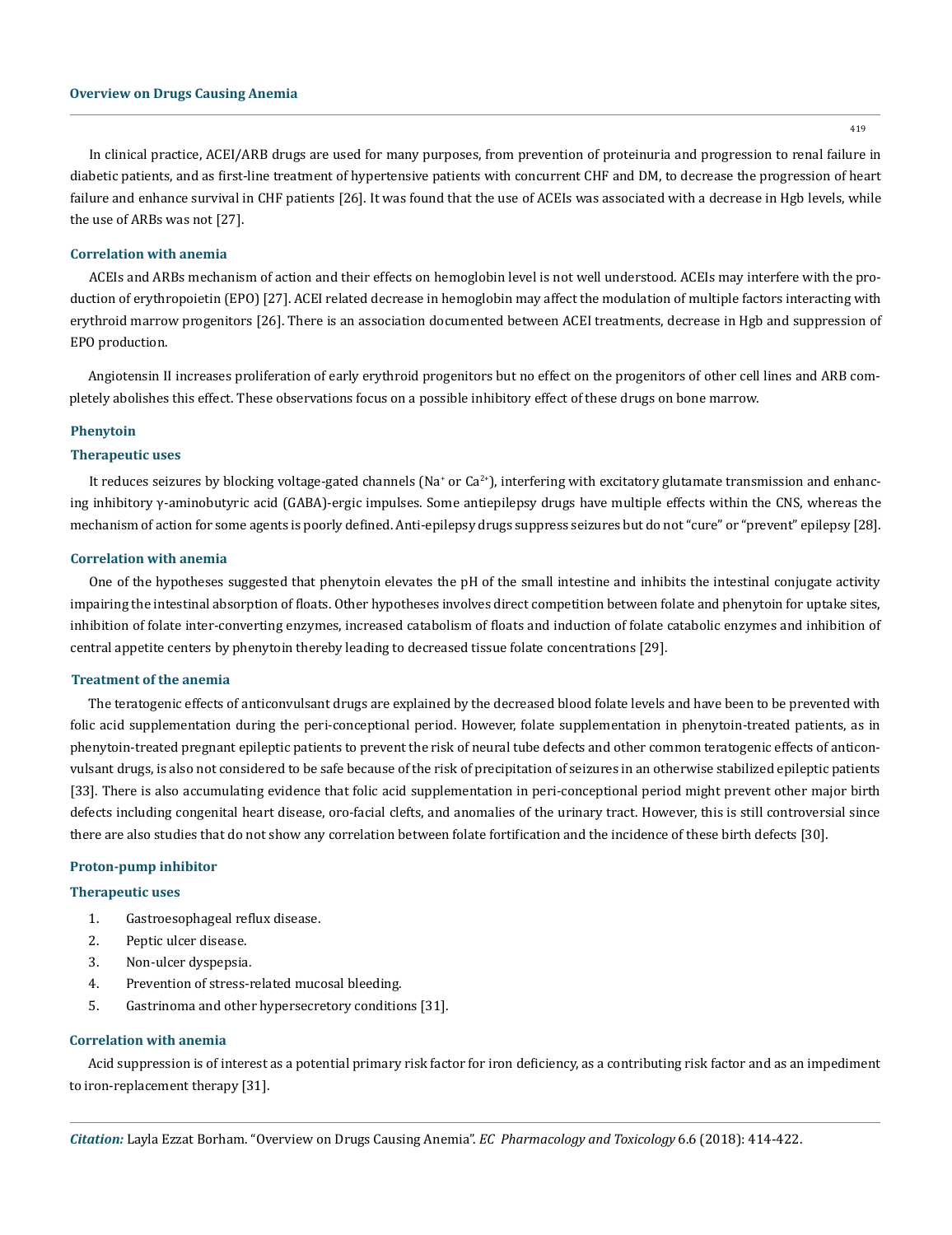In clinical practice, ACEI/ARB drugs are used for many purposes, from prevention of proteinuria and progression to renal failure in diabetic patients, and as first-line treatment of hypertensive patients with concurrent CHF and DM, to decrease the progression of heart failure and enhance survival in CHF patients [26]. It was found that the use of ACEIs was associated with a decrease in Hgb levels, while the use of ARBs was not [27].

### Correlation with anemia

ACEIs and ARBs mechanism of action and their effects on hemoglobin level is not well understood. ACEIs may interfere with the production of erythropoietin (EPO) [27]. ACEI related decrease in hemoglobin may affect the modulation of multiple factors interacting with erythroid marrow progenitors [26]. There is an association documented between ACEI treatments, decrease in Hgb and suppression of EPO production.

Angiotensin II increases proliferation of early erythroid progenitors but no effect on the progenitors of other cell lines and ARB completely abolishes this effect. These observations focus on a possible inhibitory effect of these drugs on bone marrow.

## Phenytoin

### Therapeutic uses

It reduces seizures by blocking voltage-gated channels ($Na^+$ or $Ca^{2+}$), interfering with excitatory glutamate transmission and enhancing inhibitory γ-aminobutyric acid (GABA)-ergic impulses. Some antiepilepsy drugs have multiple effects within the CNS, whereas the mechanism of action for some agents is poorly defined. Anti-epilepsy drugs suppress seizures but do not "cure" or "prevent" epilepsy [28].

### Correlation with anemia

One of the hypotheses suggested that phenytoin elevates the pH of the small intestine and inhibits the intestinal conjugate activity impairing the intestinal absorption of floats. Other hypotheses involves direct competition between folate and phenytoin for uptake sites, inhibition of folate inter-converting enzymes, increased catabolism of floats and induction of folate catabolic enzymes and inhibition of central appetite centers by phenytoin thereby leading to decreased tissue folate concentrations [29].

### Treatment of the anemia

The teratogenic effects of anticonvulsant drugs are explained by the decreased blood folate levels and have been to be prevented with folic acid supplementation during the peri-conceptional period. However, folate supplementation in phenytoin-treated patients, as in phenytoin-treated pregnant epileptic patients to prevent the risk of neural tube defects and other common teratogenic effects of anticonvulsant drugs, is also not considered to be safe because of the risk of precipitation of seizures in an otherwise stabilized epileptic patients [33]. There is also accumulating evidence that folic acid supplementation in peri-conceptional period might prevent other major birth defects including congenital heart disease, oro-facial clefts, and anomalies of the urinary tract. However, this is still controversial since there are also studies that do not show any correlation between folate fortification and the incidence of these birth defects [30].

## Proton-pump inhibitor

### Therapeutic uses

1. Gastroesophageal reflux disease.
2. Peptic ulcer disease.
3. Non-ulcer dyspepsia.
4. Prevention of stress-related mucosal bleeding.
5. Gastrinoma and other hypersecretory conditions [31].

### Correlation with anemia

Acid suppression is of interest as a potential primary risk factor for iron deficiency, as a contributing risk factor and as an impediment to iron-replacement therapy [31].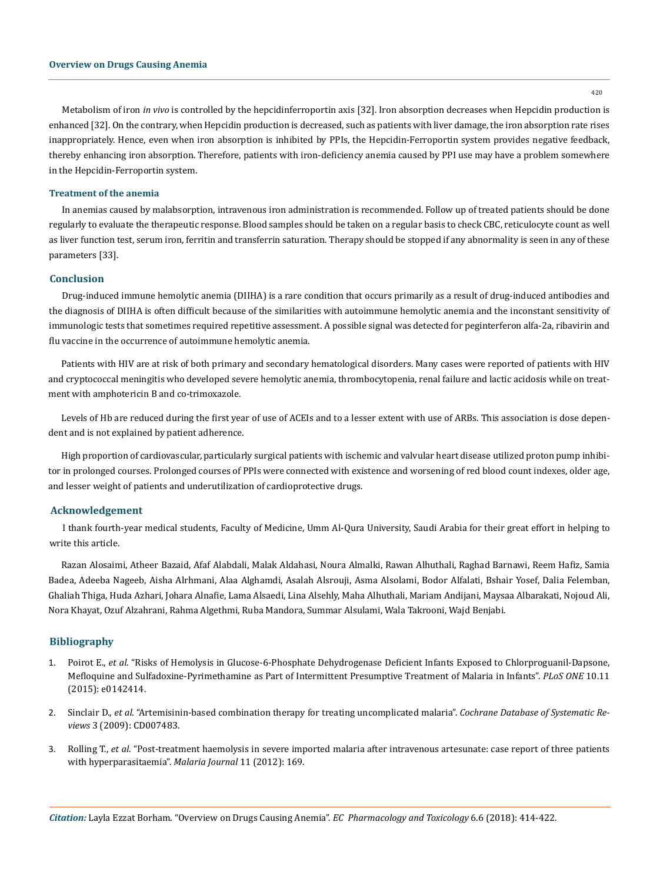Metabolism of iron *in vivo* is controlled by the hepcidinferroportin axis [32]. Iron absorption decreases when Hepcidin production is enhanced [32]. On the contrary, when Hepcidin production is decreased, such as patients with liver damage, the iron absorption rate rises inappropriately. Hence, even when iron absorption is inhibited by PPIs, the Hepcidin-Ferroportin system provides negative feedback, thereby enhancing iron absorption. Therefore, patients with iron-deficiency anemia caused by PPI use may have a problem somewhere in the Hepcidin-Ferroportin system.

### Treatment of the anemia

In anemias caused by malabsorption, intravenous iron administration is recommended. Follow up of treated patients should be done regularly to evaluate the therapeutic response. Blood samples should be taken on a regular basis to check CBC, reticulocyte count as well as liver function test, serum iron, ferritin and transferrin saturation. Therapy should be stopped if any abnormality is seen in any of these parameters [33].

## Conclusion

Drug-induced immune hemolytic anemia (DIIHA) is a rare condition that occurs primarily as a result of drug-induced antibodies and the diagnosis of DIIHA is often difficult because of the similarities with autoimmune hemolytic anemia and the inconstant sensitivity of immunologic tests that sometimes required repetitive assessment. A possible signal was detected for peginterferon alfa-2a, ribavirin and flu vaccine in the occurrence of autoimmune hemolytic anemia.

Patients with HIV are at risk of both primary and secondary hematological disorders. Many cases were reported of patients with HIV and cryptococcal meningitis who developed severe hemolytic anemia, thrombocytopenia, renal failure and lactic acidosis while on treatment with amphotericin B and co-trimoxazole.

Levels of Hb are reduced during the first year of use of ACEIs and to a lesser extent with use of ARBs. This association is dose dependent and is not explained by patient adherence.

High proportion of cardiovascular, particularly surgical patients with ischemic and valvular heart disease utilized proton pump inhibitor in prolonged courses. Prolonged courses of PPIs were connected with existence and worsening of red blood count indexes, older age, and lesser weight of patients and underutilization of cardioprotective drugs.

## Acknowledgement

I thank fourth-year medical students, Faculty of Medicine, Umm Al-Qura University, Saudi Arabia for their great effort in helping to write this article.

Razan Alosaimi, Atheer Bazaid, Afaf Alabdali, Malak Aldahasi, Noura Almalki, Rawan Alhuthali, Raghad Barnawi, Reem Hafiz, Samia Badea, Adeeba Nageeb, Aisha Alrhmani, Alaa Alghamdi, Asalah Alsrouji, Asma Alsolami, Bodor Alfalati, Bshair Yosef, Dalia Felemban, Ghaliah Thiga, Huda Azhari, Johara Alnafie, Lama Alsaedi, Lina Alsehly, Maha Alhuthali, Mariam Andijani, Maysaa Albarakati, Nojoud Ali, Nora Khayat, Ozuf Alzahrani, Rahma Algethmi, Ruba Mandora, Summar Alsulami, Wala Takrooni, Wajd Benjabi.

## Bibliography

1. Poirot E., *et al*. "Risks of Hemolysis in Glucose-6-Phosphate Dehydrogenase Deficient Infants Exposed to Chlorproguanil-Dapsone, Mefloquine and Sulfadoxine-Pyrimethamine as Part of Intermittent Presumptive Treatment of Malaria in Infants". *PLoS ONE* 10.11 (2015): e0142414.
2. Sinclair D., *et al*. "Artemisinin-based combination therapy for treating uncomplicated malaria". *Cochrane Database of Systematic Reviews* 3 (2009): CD007483.
3. Rolling T., *et al*. "Post-treatment haemolysis in severe imported malaria after intravenous artesunate: case report of three patients with hyperparasitaemia". *Malaria Journal* 11 (2012): 169.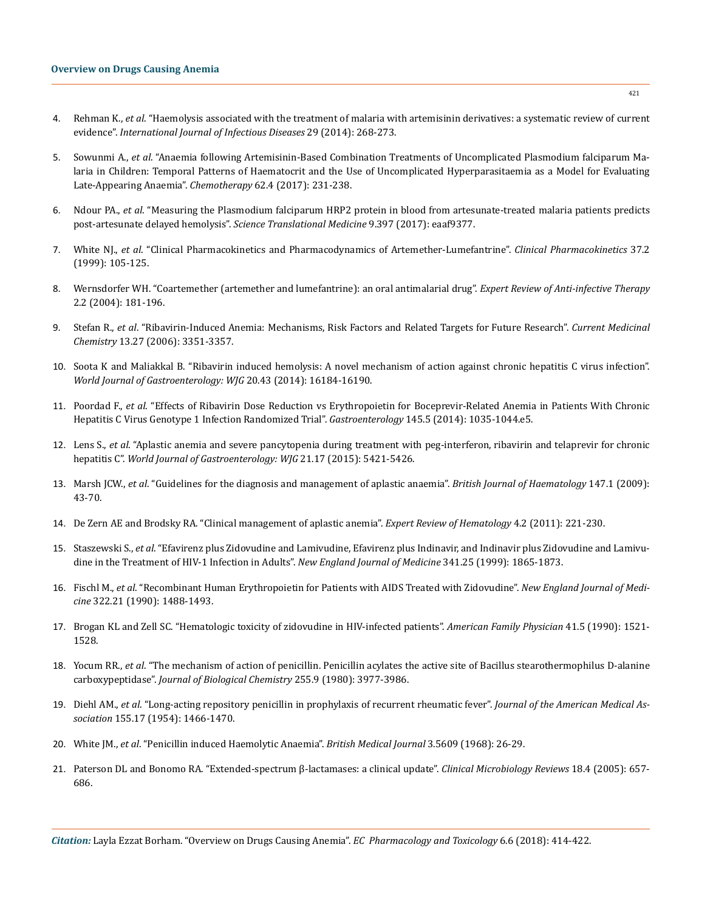4. Rehman K., *et al*. "Haemolysis associated with the treatment of malaria with artemisinin derivatives: a systematic review of current evidence". *International Journal of Infectious Diseases* 29 (2014): 268-273.

5. Sowunmi A., *et al*. "Anaemia following Artemisinin-Based Combination Treatments of Uncomplicated Plasmodium falciparum Malaria in Children: Temporal Patterns of Haematocrit and the Use of Uncomplicated Hyperparasitaemia as a Model for Evaluating Late-Appearing Anaemia". *Chemotherapy* 62.4 (2017): 231-238.

6. Ndour PA., *et al*. "Measuring the Plasmodium falciparum HRP2 protein in blood from artesunate-treated malaria patients predicts post-artesunate delayed hemolysis". *Science Translational Medicine* 9.397 (2017): eaaf9377.

7. White NJ., *et al*. "Clinical Pharmacokinetics and Pharmacodynamics of Artemether-Lumefantrine". *Clinical Pharmacokinetics* 37.2 (1999): 105-125.

8. Wernsdorfer WH. "Coartemether (artemether and lumefantrine): an oral antimalarial drug". *Expert Review of Anti-infective Therapy* 2.2 (2004): 181-196.

9. Stefan R., *et al*. "Ribavirin-Induced Anemia: Mechanisms, Risk Factors and Related Targets for Future Research". *Current Medicinal Chemistry* 13.27 (2006): 3351-3357.

10. Soota K and Maliakkal B. "Ribavirin induced hemolysis: A novel mechanism of action against chronic hepatitis C virus infection". *World Journal of Gastroenterology: WJG* 20.43 (2014): 16184-16190.

11. Poordad F., *et al*. "Effects of Ribavirin Dose Reduction vs Erythropoietin for Boceprevir-Related Anemia in Patients With Chronic Hepatitis C Virus Genotype 1 Infection Randomized Trial". *Gastroenterology* 145.5 (2014): 1035-1044.e5.

12. Lens S., *et al*. "Aplastic anemia and severe pancytopenia during treatment with peg-interferon, ribavirin and telaprevir for chronic hepatitis C". *World Journal of Gastroenterology: WJG* 21.17 (2015): 5421-5426.

13. Marsh JCW., *et al*. "Guidelines for the diagnosis and management of aplastic anaemia". *British Journal of Haematology* 147.1 (2009): 43-70.

14. De Zern AE and Brodsky RA. "Clinical management of aplastic anemia". *Expert Review of Hematology* 4.2 (2011): 221-230.

15. Staszewski S., *et al*. "Efavirenz plus Zidovudine and Lamivudine, Efavirenz plus Indinavir, and Indinavir plus Zidovudine and Lamivudine in the Treatment of HIV-1 Infection in Adults". *New England Journal of Medicine* 341.25 (1999): 1865-1873.

16. Fischl M., *et al*. "Recombinant Human Erythropoietin for Patients with AIDS Treated with Zidovudine". *New England Journal of Medicine* 322.21 (1990): 1488-1493.

17. Brogan KL and Zell SC. "Hematologic toxicity of zidovudine in HIV-infected patients". *American Family Physician* 41.5 (1990): 1521-1528.

18. Yocum RR., *et al*. "The mechanism of action of penicillin. Penicillin acylates the active site of Bacillus stearothermophilus D-alanine carboxypeptidase". *Journal of Biological Chemistry* 255.9 (1980): 3977-3986.

19. Diehl AM., *et al*. "Long-acting repository penicillin in prophylaxis of recurrent rheumatic fever". *Journal of the American Medical Association* 155.17 (1954): 1466-1470.

20. White JM., *et al*. "Penicillin induced Haemolytic Anaemia". *British Medical Journal* 3.5609 (1968): 26-29.

21. Paterson DL and Bonomo RA. "Extended-spectrum β-lactamases: a clinical update". *Clinical Microbiology Reviews* 18.4 (2005): 657-686.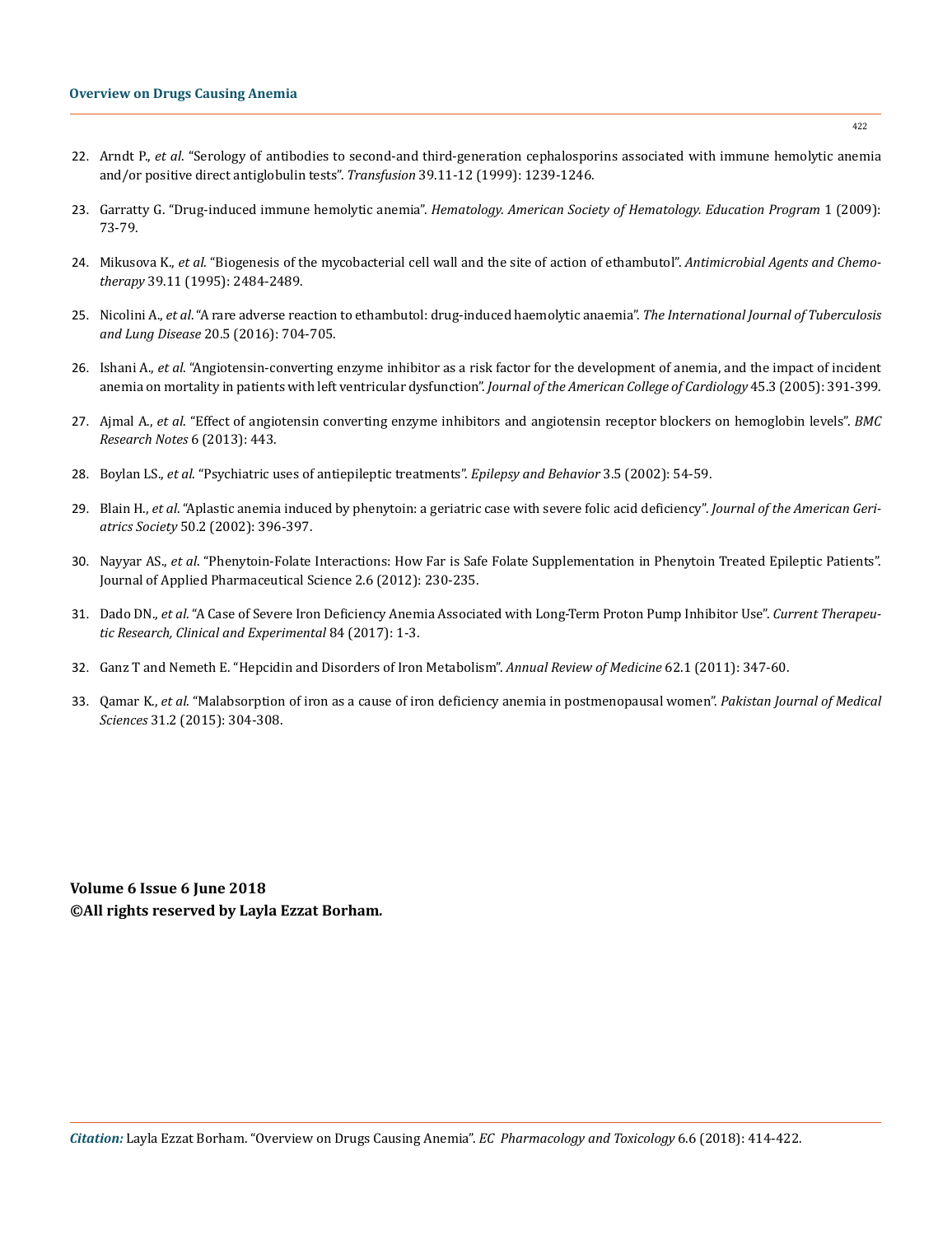22. Arndt P., *et al*. "Serology of antibodies to second-and third-generation cephalosporins associated with immune hemolytic anemia and/or positive direct antiglobulin tests". *Transfusion* 39.11-12 (1999): 1239-1246.

23. Garratty G. "Drug-induced immune hemolytic anemia". *Hematology. American Society of Hematology. Education Program* 1 (2009): 73-79.

24. Mikusova K., *et al*. "Biogenesis of the mycobacterial cell wall and the site of action of ethambutol". *Antimicrobial Agents and Chemotherapy* 39.11 (1995): 2484-2489.

25. Nicolini A., *et al*. "A rare adverse reaction to ethambutol: drug-induced haemolytic anaemia". *The International Journal of Tuberculosis and Lung Disease* 20.5 (2016): 704-705.

26. Ishani A., *et al.* "Angiotensin-converting enzyme inhibitor as a risk factor for the development of anemia, and the impact of incident anemia on mortality in patients with left ventricular dysfunction". *Journal of the American College of Cardiology* 45.3 (2005): 391-399.

27. Ajmal A., *et al*. "Effect of angiotensin converting enzyme inhibitors and angiotensin receptor blockers on hemoglobin levels". *BMC Research Notes* 6 (2013): 443.

28. Boylan LS., *et al*. "Psychiatric uses of antiepileptic treatments". *Epilepsy and Behavior* 3.5 (2002): 54-59.

29. Blain H., *et al*. "Aplastic anemia induced by phenytoin: a geriatric case with severe folic acid deficiency". *Journal of the American Geriatrics Society* 50.2 (2002): 396-397.

30. Nayyar AS., *et al*. "Phenytoin-Folate Interactions: How Far is Safe Folate Supplementation in Phenytoin Treated Epileptic Patients". Journal of Applied Pharmaceutical Science 2.6 (2012): 230-235.

31. Dado DN., *et al*. "A Case of Severe Iron Deficiency Anemia Associated with Long-Term Proton Pump Inhibitor Use". *Current Therapeutic Research, Clinical and Experimental* 84 (2017): 1-3.

32. Ganz T and Nemeth E. "Hepcidin and Disorders of Iron Metabolism". *Annual Review of Medicine* 62.1 (2011): 347-60.

33. Qamar K., *et al.* "Malabsorption of iron as a cause of iron deficiency anemia in postmenopausal women". *Pakistan Journal of Medical Sciences* 31.2 (2015): 304-308.

**Volume 6 Issue 6 June 2018**
**©All rights reserved by Layla Ezzat Borham.**